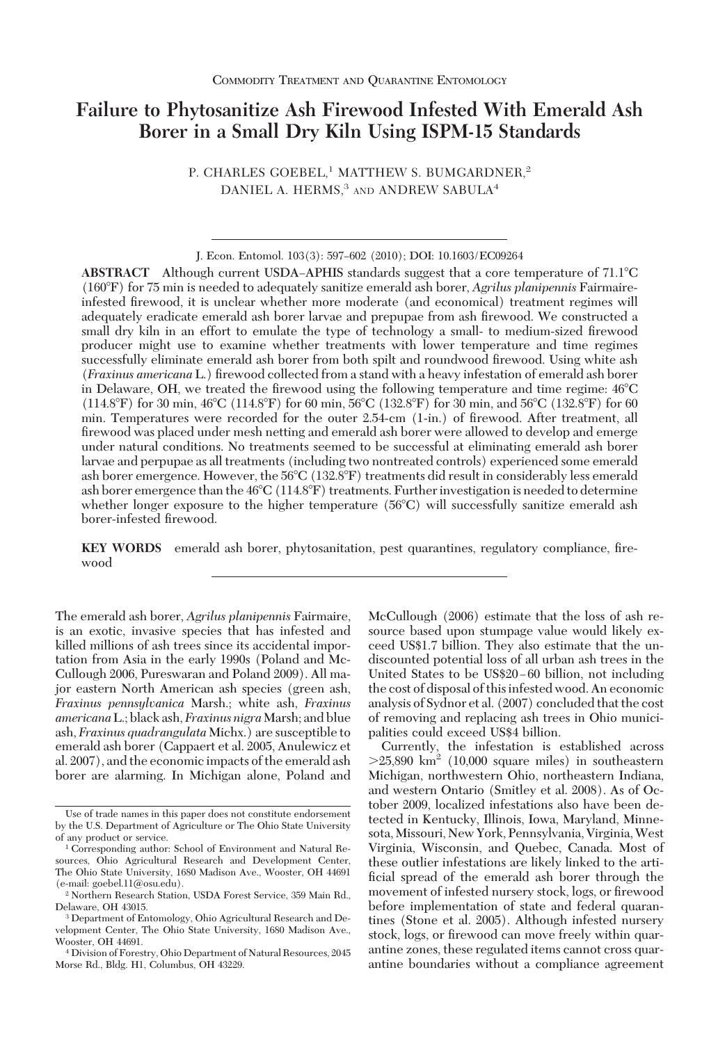Commodity Treatment and Quarantine Entomology

# Failure to Phytosanitize Ash Firewood Infested With Emerald Ash Borer in a Small Dry Kiln Using ISPM-15 Standards

P. CHARLES GOEBEL,[1] MATTHEW S. BUMGARDNER,[2] DANIEL A. HERMS,[3] AND ANDREW SABULA[4]

J. Econ. Entomol. 103(3): 597–602 (2010); DOI: 10.1603/EC09264

**ABSTRACT** Although current USDA–APHIS standards suggest that a core temperature of 71.1°C (160°F) for 75 min is needed to adequately sanitize emerald ash borer, *Agrilus planipennis* Fairmaire-infested firewood, it is unclear whether more moderate (and economical) treatment regimes will adequately eradicate emerald ash borer larvae and prepupae from ash firewood. We constructed a small dry kiln in an effort to emulate the type of technology a small- to medium-sized firewood producer might use to examine whether treatments with lower temperature and time regimes successfully eliminate emerald ash borer from both spilt and roundwood firewood. Using white ash (*Fraxinus americana* L.) firewood collected from a stand with a heavy infestation of emerald ash borer in Delaware, OH, we treated the firewood using the following temperature and time regime: 46°C (114.8°F) for 30 min, 46°C (114.8°F) for 60 min, 56°C (132.8°F) for 30 min, and 56°C (132.8°F) for 60 min. Temperatures were recorded for the outer 2.54-cm (1-in.) of firewood. After treatment, all firewood was placed under mesh netting and emerald ash borer were allowed to develop and emerge under natural conditions. No treatments seemed to be successful at eliminating emerald ash borer larvae and perpupae as all treatments (including two nontreated controls) experienced some emerald ash borer emergence. However, the 56°C (132.8°F) treatments did result in considerably less emerald ash borer emergence than the 46°C (114.8°F) treatments. Further investigation is needed to determine whether longer exposure to the higher temperature (56°C) will successfully sanitize emerald ash borer-infested firewood.

**KEY WORDS** emerald ash borer, phytosanitation, pest quarantines, regulatory compliance, firewood

The emerald ash borer, *Agrilus planipennis* Fairmaire, is an exotic, invasive species that has infested and killed millions of ash trees since its accidental importation from Asia in the early 1990s (Poland and McCullough 2006, Pureswaran and Poland 2009). All major eastern North American ash species (green ash, *Fraxinus pennsylvanica* Marsh.; white ash, *Fraxinus americana* L.; black ash, *Fraxinus nigra* Marsh; and blue ash, *Fraxinus quadrangulata* Michx.) are susceptible to emerald ash borer (Cappaert et al. 2005, Anulewicz et al. 2007), and the economic impacts of the emerald ash borer are alarming. In Michigan alone, Poland and McCullough (2006) estimate that the loss of ash resource based upon stumpage value would likely exceed US$1.7 billion. They also estimate that the undiscounted potential loss of all urban ash trees in the United States to be US$20–60 billion, not including the cost of disposal of this infested wood. An economic analysis of Sydnor et al. (2007) concluded that the cost of removing and replacing ash trees in Ohio municipalities could exceed US$4 billion.

Currently, the infestation is established across >25,890 km$^2$ (10,000 square miles) in southeastern Michigan, northwestern Ohio, northeastern Indiana, and western Ontario (Smitley et al. 2008). As of October 2009, localized infestations also have been detected in Kentucky, Illinois, Iowa, Maryland, Minnesota, Missouri, New York, Pennsylvania, Virginia, West Virginia, Wisconsin, and Quebec, Canada. Most of these outlier infestations are likely linked to the artificial spread of the emerald ash borer through the movement of infested nursery stock, logs, or firewood before implementation of state and federal quarantines (Stone et al. 2005). Although infested nursery stock, logs, or firewood can move freely within quarantine zones, these regulated items cannot cross quarantine boundaries without a compliance agreement

Use of trade names in this paper does not constitute endorsement by the U.S. Department of Agriculture or The Ohio State University of any product or service.

[1] Corresponding author: School of Environment and Natural Resources, Ohio Agricultural Research and Development Center, The Ohio State University, 1680 Madison Ave., Wooster, OH 44691 (e-mail: goebel.11@osu.edu).

[2] Northern Research Station, USDA Forest Service, 359 Main Rd., Delaware, OH 43015.

[3] Department of Entomology, Ohio Agricultural Research and Development Center, The Ohio State University, 1680 Madison Ave., Wooster, OH 44691.

[4] Division of Forestry, Ohio Department of Natural Resources, 2045 Morse Rd., Bldg. H1, Columbus, OH 43229.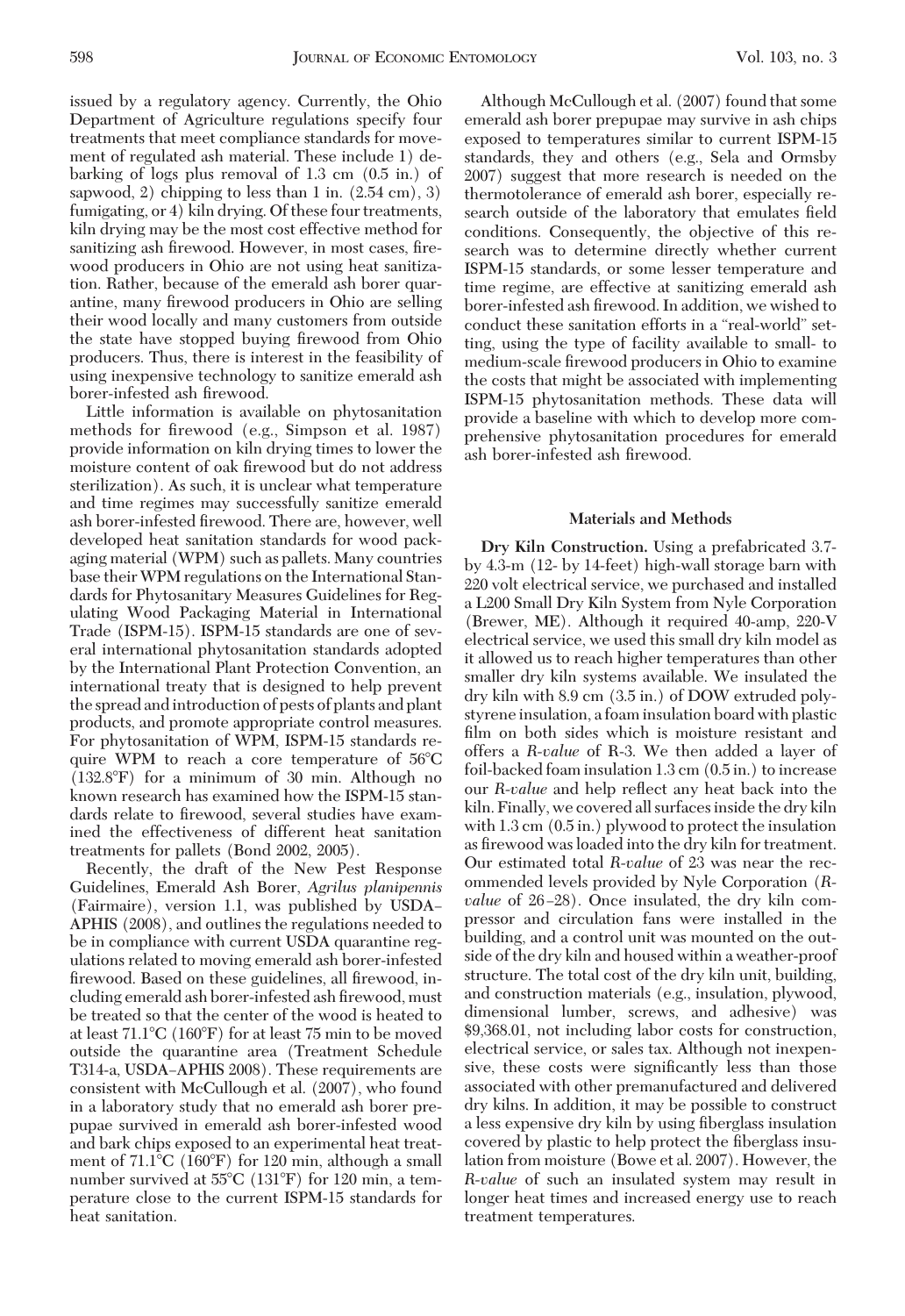issued by a regulatory agency. Currently, the Ohio Department of Agriculture regulations specify four treatments that meet compliance standards for movement of regulated ash material. These include 1) debarking of logs plus removal of 1.3 cm (0.5 in.) of sapwood, 2) chipping to less than 1 in. (2.54 cm), 3) fumigating, or 4) kiln drying. Of these four treatments, kiln drying may be the most cost effective method for sanitizing ash firewood. However, in most cases, firewood producers in Ohio are not using heat sanitization. Rather, because of the emerald ash borer quarantine, many firewood producers in Ohio are selling their wood locally and many customers from outside the state have stopped buying firewood from Ohio producers. Thus, there is interest in the feasibility of using inexpensive technology to sanitize emerald ash borer-infested ash firewood.

Little information is available on phytosanitation methods for firewood (e.g., Simpson et al. 1987) provide information on kiln drying times to lower the moisture content of oak firewood but do not address sterilization). As such, it is unclear what temperature and time regimes may successfully sanitize emerald ash borer-infested ash firewood. There are, however, well developed heat sanitation standards for wood packaging material (WPM) such as pallets. Many countries base their WPM regulations on the International Standards for Phytosanitary Measures Guidelines for Regulating Wood Packaging Material in International Trade (ISPM-15). ISPM-15 standards are one of several international phytosanitation standards adopted by the International Plant Protection Convention, an international treaty that is designed to help prevent the spread and introduction of pests of plants and plant products, and promote appropriate control measures. For phytosanitation of WPM, ISPM-15 standards require WPM to reach a core temperature of 56°C (132.8°F) for a minimum of 30 min. Although no known research has examined how the ISPM-15 standards relate to firewood, several studies have examined the effectiveness of different heat sanitation treatments for pallets (Bond 2002, 2005).

Recently, the draft of the New Pest Response Guidelines, Emerald Ash Borer, *Agrilus planipennis* (Fairmaire), version 1.1, was published by USDA–APHIS (2008), and outlines the regulations needed to be in compliance with current USDA quarantine regulations related to moving emerald ash borer-infested firewood. Based on these guidelines, all firewood, including emerald ash borer-infested ash firewood, must be treated so that the center of the wood is heated to at least 71.1°C (160°F) for at least 75 min to be moved outside the quarantine area (Treatment Schedule T314-a, USDA–APHIS 2008). These requirements are consistent with McCullough et al. (2007), who found in a laboratory study that no emerald ash borer prepupae survived in emerald ash borer-infested wood and bark chips exposed to an experimental heat treatment of 71.1°C (160°F) for 120 min, although a small number survived at 55°C (131°F) for 120 min, a temperature close to the current ISPM-15 standards for heat sanitation.

Although McCullough et al. (2007) found that some emerald ash borer prepupae may survive in ash chips exposed to temperatures similar to current ISPM-15 standards, they and others (e.g., Sela and Ormsby 2007) suggest that more research is needed on the thermotolerance of emerald ash borer, especially research outside of the laboratory that emulates field conditions. Consequently, the objective of this research was to determine directly whether current ISPM-15 standards, or some lesser temperature and time regime, are effective at sanitizing emerald ash borer-infested ash firewood. In addition, we wished to conduct these sanitation efforts in a "real-world" setting, using the type of facility available to small- to medium-scale firewood producers in Ohio to examine the costs that might be associated with implementing ISPM-15 phytosanitation methods. These data will provide a baseline with which to develop more comprehensive phytosanitation procedures for emerald ash borer-infested ash firewood.

## Materials and Methods

**Dry Kiln Construction.** Using a prefabricated 3.7- by 4.3-m (12- by 14-feet) high-wall storage barn with 220 volt electrical service, we purchased and installed a L200 Small Dry Kiln System from Nyle Corporation (Brewer, ME). Although it required 40-amp, 220-V electrical service, we used this small dry kiln model as it allowed us to reach higher temperatures than other smaller dry kiln systems available. We insulated the dry kiln with 8.9 cm (3.5 in.) of DOW extruded polystyrene insulation, a foam insulation board with plastic film on both sides which is moisture resistant and offers a *R-value* of R-3. We then added a layer of foil-backed foam insulation 1.3 cm (0.5 in.) to increase our *R-value* and help reflect any heat back into the kiln. Finally, we covered all surfaces inside the dry kiln with 1.3 cm (0.5 in.) plywood to protect the insulation as firewood was loaded into the dry kiln for treatment. Our estimated total *R-value* of 23 was near the recommended levels provided by Nyle Corporation (*R-value* of 26–28). Once insulated, the dry kiln compressor and circulation fans were installed in the building, and a control unit was mounted on the outside of the dry kiln and housed within a weather-proof structure. The total cost of the dry kiln unit, building, and construction materials (e.g., insulation, plywood, dimensional lumber, screws, and adhesive) was $9,368.01, not including labor costs for construction, electrical service, or sales tax. Although not inexpensive, these costs were significantly less than those associated with other premanufactured and delivered dry kilns. In addition, it may be possible to construct a less expensive dry kiln by using fiberglass insulation covered by plastic to help protect the fiberglass insulation from moisture (Bowe et al. 2007). However, the *R-value* of such an insulated system may result in longer heat times and increased energy use to reach treatment temperatures.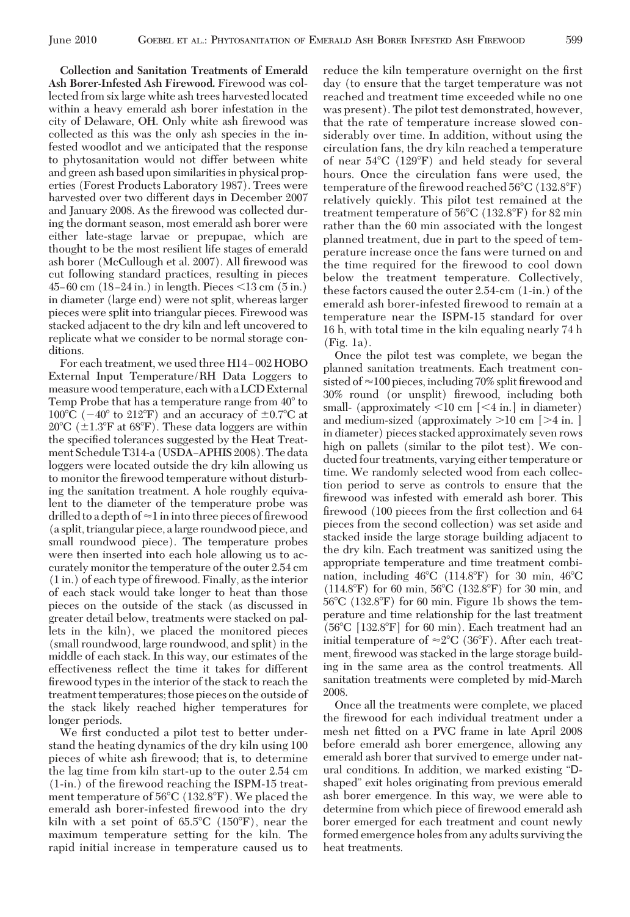**Collection and Sanitation Treatments of Emerald Ash Borer-Infested Ash Firewood.** Firewood was collected from six large white ash trees harvested located within a heavy emerald ash borer infestation in the city of Delaware, OH. Only white ash firewood was collected as this was the only ash species in the infested woodlot and we anticipated that the response to phytosanitation would not differ between white and green ash based upon similarities in physical properties (Forest Products Laboratory 1987). Trees were harvested over two different days in December 2007 and January 2008. As the firewood was collected during the dormant season, most emerald ash borer were either late-stage larvae or prepupae, which are thought to be the most resilient life stages of emerald ash borer (McCullough et al. 2007). All firewood was cut following standard practices, resulting in pieces 45–60 cm (18–24 in.) in length. Pieces <13 cm (5 in.) in diameter (large end) were not split, whereas larger pieces were split into triangular pieces. Firewood was stacked adjacent to the dry kiln and left uncovered to replicate what we consider to be normal storage conditions.

For each treatment, we used three H14–002 HOBO External Input Temperature/RH Data Loggers to measure wood temperature, each with a LCD External Temp Probe that has a temperature range from 40° to 100°C (−40° to 212°F) and an accuracy of ±0.7°C at 20°C (±1.3°F at 68°F). These data loggers are within the specified tolerances suggested by the Heat Treatment Schedule T314-a (USDA–APHIS 2008). The data loggers were located outside the dry kiln allowing us to monitor the firewood temperature without disturbing the sanitation treatment. A hole roughly equivalent to the diameter of the temperature probe was drilled to a depth of ≈1 in into three pieces of firewood (a split, triangular piece, a large roundwood piece, and small roundwood piece). The temperature probes were then inserted into each hole allowing us to accurately monitor the temperature of the outer 2.54 cm (1 in.) of each type of firewood. Finally, as the interior of each stack would take longer to heat than those pieces on the outside of the stack (as discussed in greater detail below, treatments were stacked on pallets in the kiln), we placed the monitored pieces (small roundwood, large roundwood, and split) in the middle of each stack. In this way, our estimates of the effectiveness reflect the time it takes for different firewood types in the interior of the stack to reach the treatment temperatures; those pieces on the outside of the stack likely reached higher temperatures for longer periods.

We first conducted a pilot test to better understand the heating dynamics of the dry kiln using 100 pieces of white ash firewood; that is, to determine the lag time from kiln start-up to the outer 2.54 cm (1-in.) of the firewood reaching the ISPM-15 treatment temperature of 56°C (132.8°F). We placed the emerald ash borer-infested firewood into the dry kiln with a set point of 65.5°C (150°F), near the maximum temperature setting for the kiln. The rapid initial increase in temperature caused us to reduce the kiln temperature overnight on the first day (to ensure that the target temperature was not reached and treatment time exceeded while no one was present). The pilot test demonstrated, however, that the rate of temperature increase slowed considerably over time. In addition, without using the circulation fans, the dry kiln reached a temperature of near 54°C (129°F) and held steady for several hours. Once the circulation fans were used, the temperature of the firewood reached 56°C (132.8°F) relatively quickly. This pilot test remained at the treatment temperature of 56°C (132.8°F) for 82 min rather than the 60 min associated with the longest planned treatment, due in part to the speed of temperature increase once the fans were turned on and the time required for the firewood to cool down below the treatment temperature. Collectively, these factors caused the outer 2.54-cm (1-in.) of the emerald ash borer-infested firewood to remain at a temperature near the ISPM-15 standard for over 16 h, with total time in the kiln equaling nearly 74 h (Fig. 1a).

Once the pilot test was complete, we began the planned sanitation treatments. Each treatment consisted of ≈100 pieces, including 70% split firewood and 30% round (or unsplit) firewood, including both small- (approximately <10 cm [<4 in.] in diameter) and medium-sized (approximately >10 cm [>4 in. ] in diameter) pieces stacked approximately seven rows high on pallets (similar to the pilot test). We conducted four treatments, varying either temperature or time. We randomly selected wood from each collection period to serve as controls to ensure that the firewood was infested with emerald ash borer. This firewood (100 pieces from the first collection and 64 pieces from the second collection) was set aside and stacked inside the large storage building adjacent to the dry kiln. Each treatment was sanitized using the appropriate temperature and time treatment combination, including 46°C (114.8°F) for 30 min, 46°C (114.8°F) for 60 min, 56°C (132.8°F) for 30 min, and 56°C (132.8°F) for 60 min. Figure 1b shows the temperature and time relationship for the last treatment (56°C [132.8°F] for 60 min). Each treatment had an initial temperature of ≈2°C (36°F). After each treatment, firewood was stacked in the large storage building in the same area as the control treatments. All sanitation treatments were completed by mid-March 2008.

Once all the treatments were complete, we placed the firewood for each individual treatment under a mesh net fitted on a PVC frame in late April 2008 before emerald ash borer emergence, allowing any emerald ash borer that survived to emerge under natural conditions. In addition, we marked existing "D-shaped" exit holes originating from previous emerald ash borer emergence. In this way, we were able to determine from which piece of firewood emerald ash borer emerged for each treatment and count newly formed emergence holes from any adults surviving the heat treatments.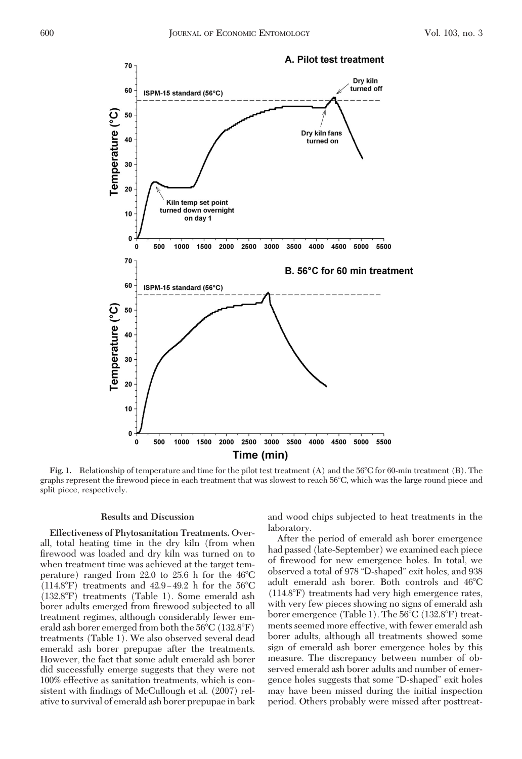Fig. 1. Relationship of temperature and time for the pilot test treatment (A) and the 56°C for 60-min treatment (B). The graphs represent the firewood piece in each treatment that was slowest to reach 56°C, which was the large round piece and split piece, respectively.

## Results and Discussion

**Effectiveness of Phytosanitation Treatments.** Overall, total heating time in the dry kiln (from when firewood was loaded and dry kiln was turned on to when treatment time was achieved at the target temperature) ranged from 22.0 to 25.6 h for the 46°C (114.8°F) treatments and 42.9–49.2 h for the 56°C (132.8°F) treatments (Table 1). Some emerald ash borer adults emerged from firewood subjected to all treatment regimes, although considerably fewer emerald ash borer emerged from both the 56°C (132.8°F) treatments (Table 1). We also observed several dead emerald ash borer prepupae after the treatments. However, the fact that some adult emerald ash borer did successfully emerge suggests that they were not 100% effective as sanitation treatments, which is consistent with findings of McCullough et al. (2007) relative to survival of emerald ash borer prepupae in bark and wood chips subjected to heat treatments in the laboratory.

After the period of emerald ash borer emergence had passed (late-September) we examined each piece of firewood for new emergence holes. In total, we observed a total of 978 "D-shaped" exit holes, and 938 adult emerald ash borer. Both controls and 46°C (114.8°F) treatments had very high emergence rates, with very few pieces showing no signs of emerald ash borer emergence (Table 1). The 56°C (132.8°F) treatments seemed more effective, with fewer emerald ash borer adults, although all treatments showed some sign of emerald ash borer emergence holes by this measure. The discrepancy between number of observed emerald ash borer adults and number of emergence holes suggests that some "D-shaped" exit holes may have been missed during the initial inspection period. Others probably were missed after posttreat-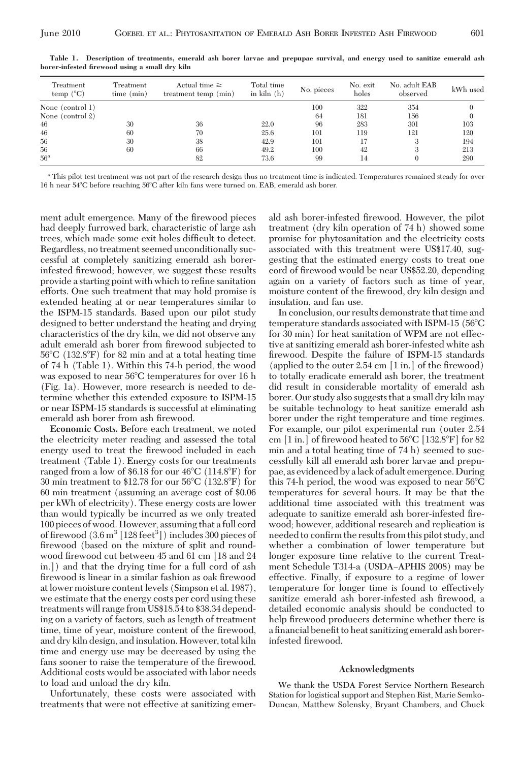**Table 1. Description of treatments, emerald ash borer larvae and prepupae survival, and energy used to sanitize emerald ash borer-infested firewood using a small dry kiln**

| Treatment temp (°C) | Treatment time (min) | Actual time ≥ treatment temp (min) | Total time in kiln (h) | No. pieces | No. exit holes | No. adult EAB observed | kWh used |
|---|---|---|---|---|---|---|---|
| None (control 1) | | | | 100 | 322 | 354 | 0 |
| None (control 2) | | | | 64 | 181 | 156 | 0 |
| 46 | 30 | 36 | 22.0 | 96 | 283 | 301 | 103 |
| 46 | 60 | 70 | 25.6 | 101 | 119 | 121 | 120 |
| 56 | 30 | 38 | 42.9 | 101 | 17 | 3 | 194 |
| 56 | 60 | 66 | 49.2 | 100 | 42 | 3 | 213 |
| 56[a] | | 82 | 73.6 | 99 | 14 | 0 | 290 |

[a] This pilot test treatment was not part of the research design thus no treatment time is indicated. Temperatures remained steady for over 16 h near 54°C before reaching 56°C after kiln fans were turned on. EAB, emerald ash borer.

ment adult emergence. Many of the firewood pieces had deeply furrowed bark, characteristic of large ash trees, which made some exit holes difficult to detect. Regardless, no treatment seemed unconditionally successful at completely sanitizing emerald ash borer-infested firewood; however, we suggest these results provide a starting point with which to refine sanitation efforts. One such treatment that may hold promise is extended heating at or near temperatures similar to the ISPM-15 standards. Based upon our pilot study designed to better understand the heating and drying characteristics of the dry kiln, we did not observe any adult emerald ash borer from firewood subjected to 56°C (132.8°F) for 82 min and at a total heating time of 74 h (Table 1). Within this 74-h period, the wood was exposed to near 56°C temperatures for over 16 h (Fig. 1a). However, more research is needed to determine whether this extended exposure to ISPM-15 or near ISPM-15 standards is successful at eliminating emerald ash borer from ash firewood.

**Economic Costs.** Before each treatment, we noted the electricity meter reading and assessed the total energy used to treat the firewood included in each treatment (Table 1). Energy costs for our treatments ranged from a low of $6.18 for our 46°C (114.8°F) for 30 min treatment to $12.78 for our 56°C (132.8°F) for 60 min treatment (assuming an average cost of $0.06 per kWh of electricity). These energy costs are lower than would typically be incurred as we only treated 100 pieces of wood. However, assuming that a full cord of firewood (3.6 $m^3$ [128 $feet^3$]) includes 300 pieces of firewood (based on the mixture of split and roundwood firewood cut between 45 and 61 cm [18 and 24 in.]) and that the drying time for a full cord of ash firewood is linear in a similar fashion as oak firewood at lower moisture content levels (Simpson et al. 1987), we estimate that the energy costs per cord using these treatments will range from US$18.54 to $38.34 depending on a variety of factors, such as length of treatment time, time of year, moisture content of the firewood, and dry kiln design, and insulation. However, total kiln time and energy use may be decreased by using the fans sooner to raise the temperature of the firewood. Additional costs would be associated with labor needs to load and unload the dry kiln.

Unfortunately, these costs were associated with treatments that were not effective at sanitizing emerald ash borer-infested firewood. However, the pilot treatment (dry kiln operation of 74 h) showed some promise for phytosanitation and the electricity costs associated with this treatment were US$17.40, suggesting that the estimated energy costs to treat one cord of firewood would be near US$52.20, depending again on a variety of factors such as time of year, moisture content of the firewood, dry kiln design and insulation, and fan use.

In conclusion, our results demonstrate that time and temperature standards associated with ISPM-15 (56°C for 30 min) for heat sanitation of WPM are not effective at sanitizing emerald ash borer-infested white ash firewood. Despite the failure of ISPM-15 standards (applied to the outer 2.54 cm [1 in.] of the firewood) to totally eradicate emerald ash borer, the treatment did result in considerable mortality of emerald ash borer. Our study also suggests that a small dry kiln may be suitable technology to heat sanitize emerald ash borer under the right temperature and time regimes. For example, our pilot experimental run (outer 2.54 cm [1 in.] of firewood heated to 56°C [132.8°F] for 82 min and a total heating time of 74 h) seemed to successfully kill all emerald ash borer larvae and prepupae, as evidenced by a lack of adult emergence. During this 74-h period, the wood was exposed to near 56°C temperatures for several hours. It may be that the additional time associated with this treatment was adequate to sanitize emerald ash borer-infested firewood; however, additional research and replication is needed to confirm the results from this pilot study, and whether a combination of lower temperature but longer exposure time relative to the current Treatment Schedule T314-a (USDA–APHIS 2008) may be effective. Finally, if exposure to a regime of lower temperature for longer time is found to effectively sanitize emerald ash borer-infested ash firewood, a detailed economic analysis should be conducted to help firewood producers determine whether there is a financial benefit to heat sanitizing emerald ash borer-infested firewood.

## Acknowledgments

We thank the USDA Forest Service Northern Research Station for logistical support and Stephen Rist, Marie Semko-Duncan, Matthew Solensky, Bryant Chambers, and Chuck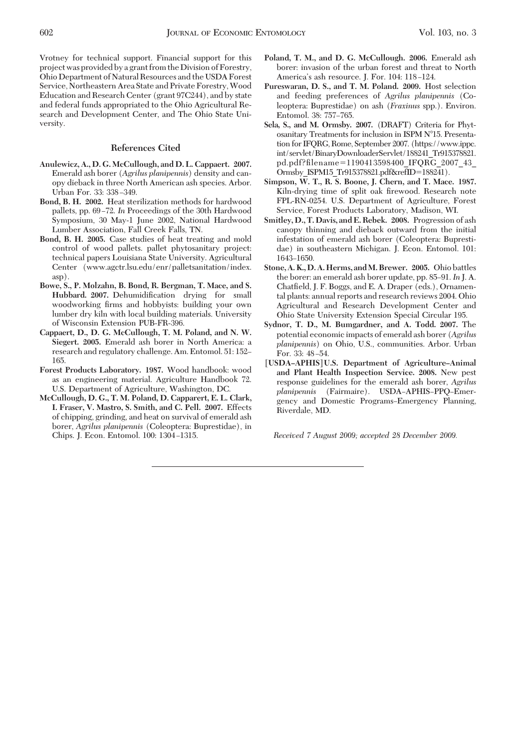Vrotney for technical support. Financial support for this project was provided by a grant from the Division of Forestry, Ohio Department of Natural Resources and the USDA Forest Service, Northeastern Area State and Private Forestry, Wood Education and Research Center (grant 97C244), and by state and federal funds appropriated to the Ohio Agricultural Research and Development Center, and The Ohio State University.

## References Cited

**Anulewicz, A., D. G. McCullough, and D. L. Cappaert. 2007.** Emerald ash borer (*Agrilus planipennis*) density and canopy dieback in three North American ash species. Arbor. Urban For. 33: 338–349.

**Bond, B. H. 2002.** Heat sterilization methods for hardwood pallets, pp. 69–72. *In* Proceedings of the 30th Hardwood Symposium, 30 May-1 June 2002, National Hardwood Lumber Association, Fall Creek Falls, TN.

**Bond, B. H. 2005.** Case studies of heat treating and mold control of wood pallets. pallet phytosanitary project: technical papers Louisiana State University. Agricultural Center (www.agctr.lsu.edu/enr/palletsanitation/index.asp).

**Bowe, S., P. Molzahn, B. Bond, R. Bergman, T. Mace, and S. Hubbard. 2007.** Dehumidification drying for small woodworking firms and hobbyists: building your own lumber dry kiln with local building materials. University of Wisconsin Extension PUB-FR-396.

**Cappaert, D., D. G. McCullough, T. M. Poland, and N. W. Siegert. 2005.** Emerald ash borer in North America: a research and regulatory challenge. Am. Entomol. 51: 152–165.

**Forest Products Laboratory. 1987.** Wood handbook: wood as an engineering material. Agriculture Handbook 72. U.S. Department of Agriculture, Washington, DC.

**McCullough, D. G., T. M. Poland, D. Capparert, E. L. Clark, I. Fraser, V. Mastro, S. Smith, and C. Pell. 2007.** Effects of chipping, grinding, and heat on survival of emerald ash borer, *Agrilus planipennis* (Coleoptera: Buprestidae), in Chips. J. Econ. Entomol. 100: 1304–1315.

**Poland, T. M., and D. G. McCullough. 2006.** Emerald ash borer: invasion of the urban forest and threat to North America's ash resource. J. For. 104: 118–124.

**Pureswaran, D. S., and T. M. Poland. 2009.** Host selection and feeding preferences of *Agrilus planipennis* (Coleoptera: Buprestidae) on ash (*Fraxinus* spp.). Environ. Entomol. 38: 757–765.

**Sela, S., and M. Ormsby. 2007.** (DRAFT) Criteria for Phytosanitary Treatments for inclusion in ISPM N°15. Presentation for IFQRG, Rome, September 2007. (https://www.ippc.int/servlet/BinaryDownloaderServlet/188241_Tr915378821.pd.pdf?filename=1190413598400_IFQRG_2007_43_Ormsby_ISPM15_Tr915378821.pdf&refID=188241).

**Simpson, W. T., R. S. Boone, J. Chern, and T. Mace. 1987.** Kiln-drying time of split oak firewood. Research note FPL-RN-0254. U.S. Department of Agriculture, Forest Service, Forest Products Laboratory, Madison, WI.

**Smitley, D., T. Davis, and E. Rebek. 2008.** Progression of ash canopy thinning and dieback outward from the initial infestation of emerald ash borer (Coleoptera: Buprestidae) in southeastern Michigan. J. Econ. Entomol. 101: 1643–1650.

**Stone, A. K., D. A. Herms, and M. Brewer. 2005.** Ohio battles the borer: an emerald ash borer update, pp. 85–91. *In* J. A. Chatfield, J. F. Boggs, and E. A. Draper (eds.), Ornamental plants: annual reports and research reviews 2004. Ohio Agricultural and Research Development Center and Ohio State University Extension Special Circular 195.

**Sydnor, T. D., M. Bumgardner, and A. Todd. 2007.** The potential economic impacts of emerald ash borer (*Agrilus planipennis*) on Ohio, U.S., communities. Arbor. Urban For. 33: 48–54.

**[USDA–APHIS] U.S. Department of Agriculture–Animal and Plant Health Inspection Service. 2008.** New pest response guidelines for the emerald ash borer, *Agrilus planipennis* (Fairmaire). USDA–APHIS–PPQ–Emergency and Domestic Programs–Emergency Planning, Riverdale, MD.

*Received 7 August 2009; accepted 28 December 2009.*